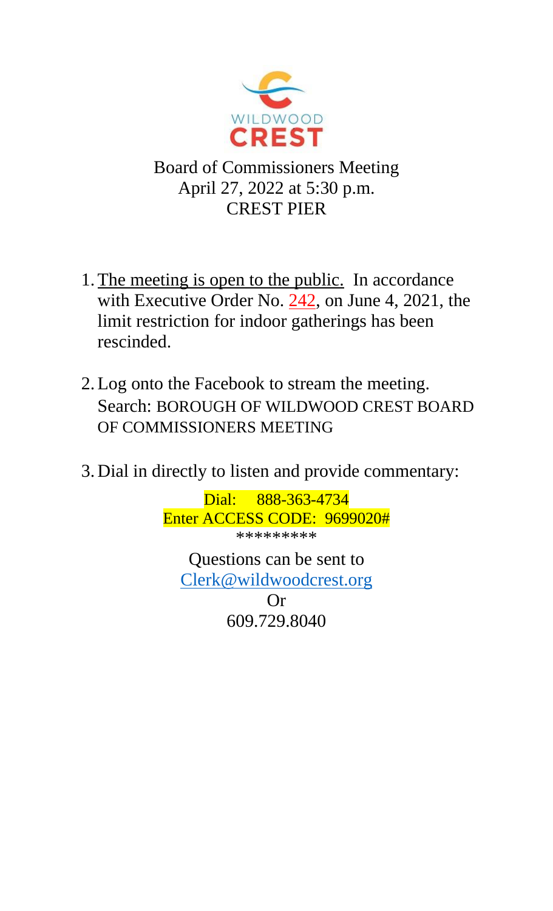WILDWOOD CREST

# Board of Commissioners Meeting

April 27, 2022 at 5:30 p.m.

CREST PIER

1. The meeting is open to the public. In accordance with Executive Order No. 242, on June 4, 2021, the limit restriction for indoor gatherings has been rescinded.

2. Log onto the Facebook to stream the meeting. Search: BOROUGH OF WILDWOOD CREST BOARD OF COMMISSIONERS MEETING

3. Dial in directly to listen and provide commentary:

Dial: 888-363-4734

Enter ACCESS CODE: 9699020#

*********

Questions can be sent to

Clerk@wildwoodcrest.org

Or

609.729.8040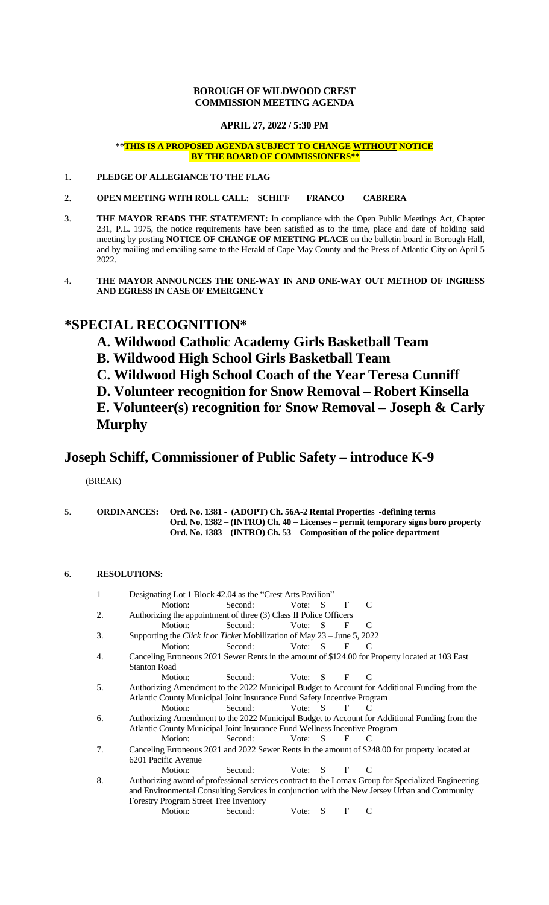**BOROUGH OF WILDWOOD CREST**
**COMMISSION MEETING AGENDA**

**APRIL 27, 2022 / 5:30 PM**

****THIS IS A PROPOSED AGENDA SUBJECT TO CHANGE WITHOUT NOTICE BY THE BOARD OF COMMISSIONERS****

1. **PLEDGE OF ALLEGIANCE TO THE FLAG**

2. **OPEN MEETING WITH ROLL CALL: SCHIFF FRANCO CABRERA**

3. **THE MAYOR READS THE STATEMENT:** In compliance with the Open Public Meetings Act, Chapter 231, P.L. 1975, the notice requirements have been satisfied as to the time, place and date of holding said meeting by posting **NOTICE OF CHANGE OF MEETING PLACE** on the bulletin board in Borough Hall, and by mailing and emailing same to the Herald of Cape May County and the Press of Atlantic City on April 5 2022.

4. **THE MAYOR ANNOUNCES THE ONE-WAY IN AND ONE-WAY OUT METHOD OF INGRESS AND EGRESS IN CASE OF EMERGENCY**

# *SPECIAL RECOGNITION*

## A. Wildwood Catholic Academy Girls Basketball Team
## B. Wildwood High School Girls Basketball Team
## C. Wildwood High School Coach of the Year Teresa Cunniff
## D. Volunteer recognition for Snow Removal – Robert Kinsella
## E. Volunteer(s) recognition for Snow Removal – Joseph & Carly Murphy

# Joseph Schiff, Commissioner of Public Safety – introduce K-9

(BREAK)

5. **ORDINANCES:**
   - **Ord. No. 1381 - (ADOPT) Ch. 56A-2 Rental Properties -defining terms**
   - **Ord. No. 1382 – (INTRO) Ch. 40 – Licenses – permit temporary signs boro property**
   - **Ord. No. 1383 – (INTRO) Ch. 53 – Composition of the police department**

6. **RESOLUTIONS:**

1. Designating Lot 1 Block 42.04 as the "Crest Arts Pavilion"
   Motion: Second: Vote: S F C
2. Authorizing the appointment of three (3) Class II Police Officers
   Motion: Second: Vote: S F C
3. Supporting the *Click It or Ticket* Mobilization of May 23 – June 5, 2022
   Motion: Second: Vote: S F C
4. Canceling Erroneous 2021 Sewer Rents in the amount of $124.00 for Property located at 103 East Stanton Road
   Motion: Second: Vote: S F C
5. Authorizing Amendment to the 2022 Municipal Budget to Account for Additional Funding from the Atlantic County Municipal Joint Insurance Fund Safety Incentive Program
   Motion: Second: Vote: S F C
6. Authorizing Amendment to the 2022 Municipal Budget to Account for Additional Funding from the Atlantic County Municipal Joint Insurance Fund Wellness Incentive Program
   Motion: Second: Vote: S F C
7. Canceling Erroneous 2021 and 2022 Sewer Rents in the amount of $248.00 for property located at 6201 Pacific Avenue
   Motion: Second: Vote: S F C
8. Authorizing award of professional services contract to the Lomax Group for Specialized Engineering and Environmental Consulting Services in conjunction with the New Jersey Urban and Community Forestry Program Street Tree Inventory
   Motion: Second: Vote: S F C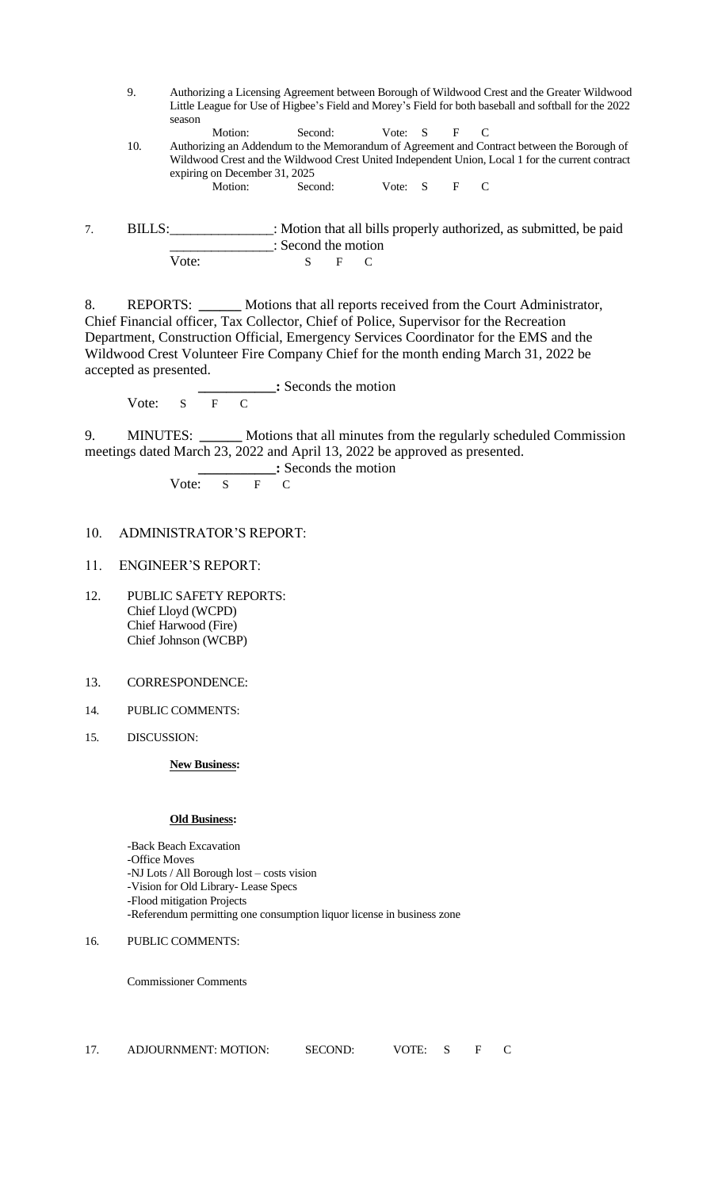9. Authorizing a Licensing Agreement between Borough of Wildwood Crest and the Greater Wildwood Little League for Use of Higbee's Field and Morey's Field for both baseball and softball for the 2022 season

   Motion: Second: Vote: S F C

10. Authorizing an Addendum to the Memorandum of Agreement and Contract between the Borough of Wildwood Crest and the Wildwood Crest United Independent Union, Local 1 for the current contract expiring on December 31, 2025

    Motion: Second: Vote: S F C

7. BILLS:_______________: Motion that all bills properly authorized, as submitted, be paid
   _______________: Second the motion
   Vote: S F C

8. REPORTS: ______ Motions that all reports received from the Court Administrator, Chief Financial officer, Tax Collector, Chief of Police, Supervisor for the Recreation Department, Construction Official, Emergency Services Coordinator for the EMS and the Wildwood Crest Volunteer Fire Company Chief for the month ending March 31, 2022 be accepted as presented.

   ___________: Seconds the motion
   Vote: S F C

9. MINUTES: ______ Motions that all minutes from the regularly scheduled Commission meetings dated March 23, 2022 and April 13, 2022 be approved as presented.

   ___________: Seconds the motion
   Vote: S F C

10. ADMINISTRATOR'S REPORT:

11. ENGINEER'S REPORT:

12. PUBLIC SAFETY REPORTS:
    Chief Lloyd (WCPD)
    Chief Harwood (Fire)
    Chief Johnson (WCBP)

13. CORRESPONDENCE:

14. PUBLIC COMMENTS:

15. DISCUSSION:

    **New Business:**

    **Old Business:**

    - Back Beach Excavation
    - Office Moves
    - NJ Lots / All Borough lost – costs vision
    - Vision for Old Library- Lease Specs
    - Flood mitigation Projects
    - Referendum permitting one consumption liquor license in business zone

16. PUBLIC COMMENTS:

    Commissioner Comments

17. ADJOURNMENT: MOTION: SECOND: VOTE: S F C